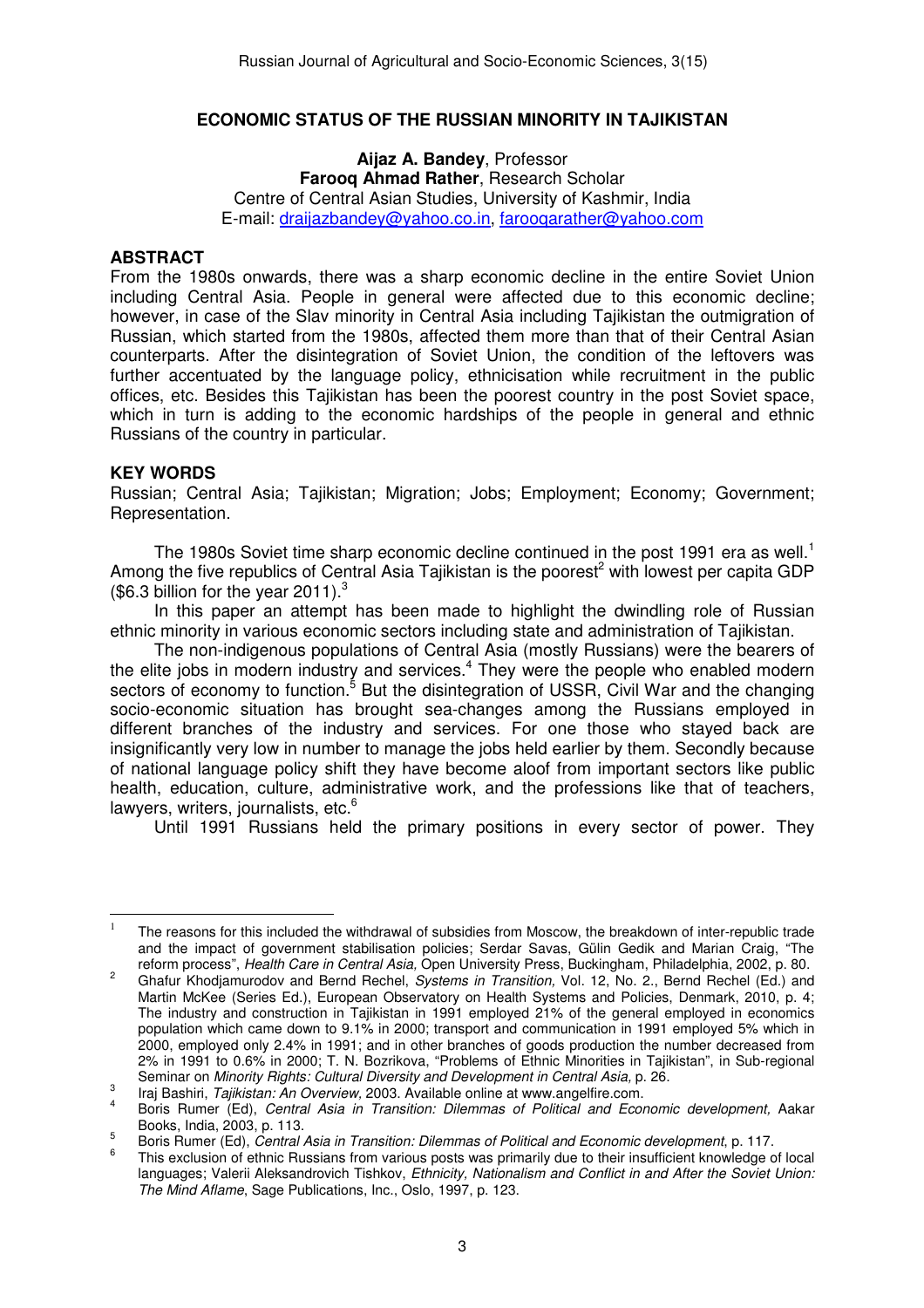# ECONOMIC STATUS OF THE RUSSIAN MINORITY IN TAJIKISTAN

**Aijaz A. Bandey**, Professor
**Farooq Ahmad Rather**, Research Scholar
Centre of Central Asian Studies, University of Kashmir, India
E-mail: draijazbandey@yahoo.co.in, farooqarather@yahoo.com

## ABSTRACT

From the 1980s onwards, there was a sharp economic decline in the entire Soviet Union including Central Asia. People in general were affected due to this economic decline; however, in case of the Slav minority in Central Asia including Tajikistan the outmigration of Russian, which started from the 1980s, affected them more than that of their Central Asian counterparts. After the disintegration of Soviet Union, the condition of the leftovers was further accentuated by the language policy, ethnicisation while recruitment in the public offices, etc. Besides this Tajikistan has been the poorest country in the post Soviet space, which in turn is adding to the economic hardships of the people in general and ethnic Russians of the country in particular.

## KEY WORDS

Russian; Central Asia; Tajikistan; Migration; Jobs; Employment; Economy; Government; Representation.

The 1980s Soviet time sharp economic decline continued in the post 1991 era as well.[1] Among the five republics of Central Asia Tajikistan is the poorest[2] with lowest per capita GDP ($6.3 billion for the year 2011).[3]

In this paper an attempt has been made to highlight the dwindling role of Russian ethnic minority in various economic sectors including state and administration of Tajikistan.

The non-indigenous populations of Central Asia (mostly Russians) were the bearers of the elite jobs in modern industry and services.[4] They were the people who enabled modern sectors of economy to function.[5] But the disintegration of USSR, Civil War and the changing socio-economic situation has brought sea-changes among the Russians employed in different branches of the industry and services. For one those who stayed back are insignificantly very low in number to manage the jobs held earlier by them. Secondly because of national language policy shift they have become aloof from important sectors like public health, education, culture, administrative work, and the professions like that of teachers, lawyers, writers, journalists, etc.[6]

Until 1991 Russians held the primary positions in every sector of power. They

---

[1] The reasons for this included the withdrawal of subsidies from Moscow, the breakdown of inter-republic trade and the impact of government stabilisation policies; Serdar Savas, Gülin Gedik and Marian Craig, "The reform process", *Health Care in Central Asia,* Open University Press, Buckingham, Philadelphia, 2002, p. 80.

[2] Ghafur Khodjamurodov and Bernd Rechel, *Systems in Transition,* Vol. 12, No. 2., Bernd Rechel (Ed.) and Martin McKee (Series Ed.), European Observatory on Health Systems and Policies, Denmark, 2010, p. 4; The industry and construction in Tajikistan in 1991 employed 21% of the general employed in economics population which came down to 9.1% in 2000; transport and communication in 1991 employed 5% which in 2000, employed only 2.4% in 1991; and in other branches of goods production the number decreased from 2% in 1991 to 0.6% in 2000; T. N. Bozrikova, "Problems of Ethnic Minorities in Tajikistan", in Sub-regional Seminar on *Minority Rights: Cultural Diversity and Development in Central Asia,* p. 26.

[3] Iraj Bashiri, *Tajikistan: An Overview,* 2003. Available online at www.angelfire.com.

[4] Boris Rumer (Ed), *Central Asia in Transition: Dilemmas of Political and Economic development,* Aakar Books, India, 2003, p. 113.

[5] Boris Rumer (Ed), *Central Asia in Transition: Dilemmas of Political and Economic development*, p. 117.

[6] This exclusion of ethnic Russians from various posts was primarily due to their insufficient knowledge of local languages; Valerii Aleksandrovich Tishkov, *Ethnicity, Nationalism and Conflict in and After the Soviet Union: The Mind Aflame*, Sage Publications, Inc., Oslo, 1997, p. 123.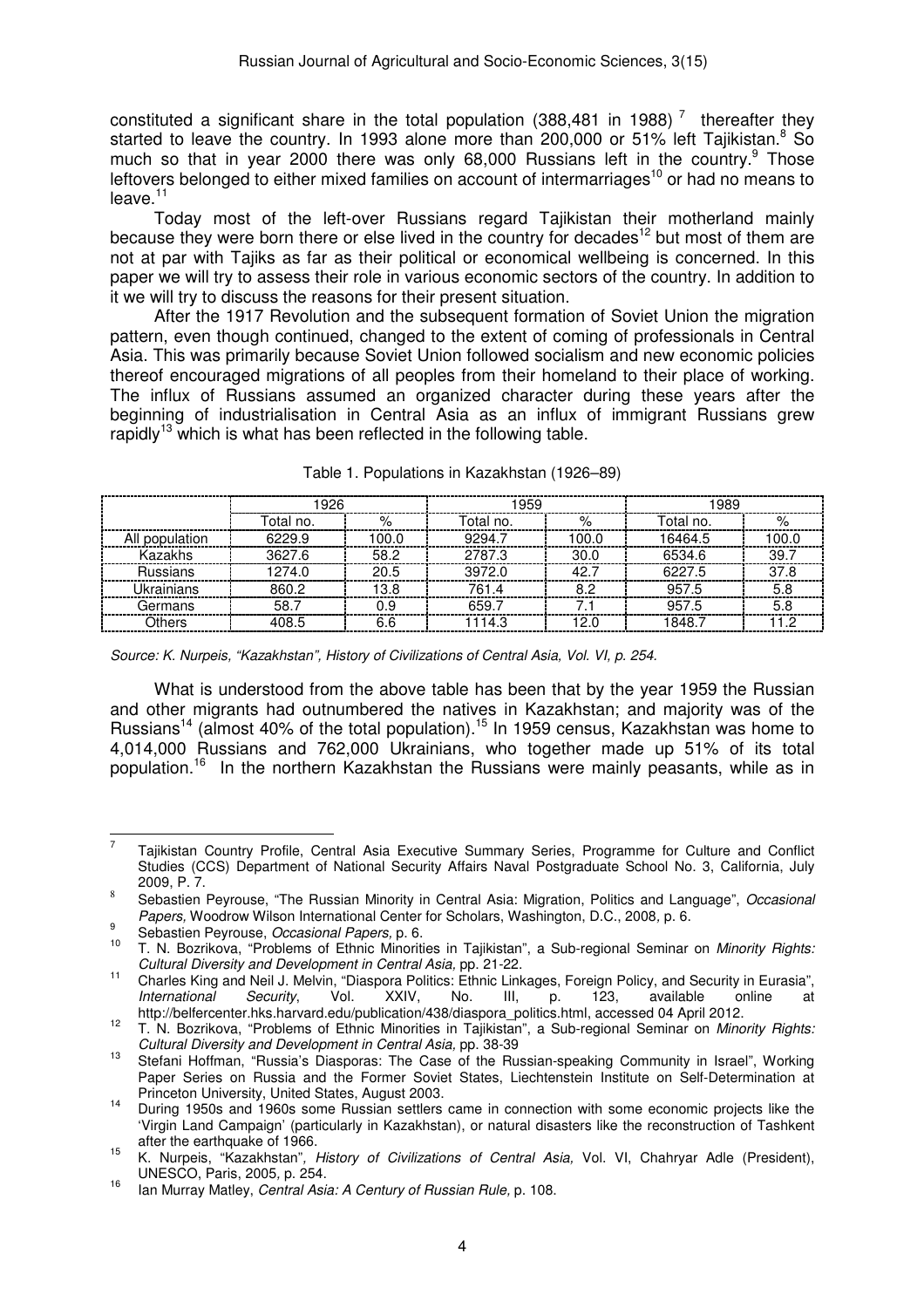constituted a significant share in the total population (388,481 in 1988) [7] thereafter they started to leave the country. In 1993 alone more than 200,000 or 51% left Tajikistan.[8] So much so that in year 2000 there was only 68,000 Russians left in the country.[9] Those leftovers belonged to either mixed families on account of intermarriages[10] or had no means to leave.[11]

Today most of the left-over Russians regard Tajikistan their motherland mainly because they were born there or else lived in the country for decades[12] but most of them are not at par with Tajiks as far as their political or economical wellbeing is concerned. In this paper we will try to assess their role in various economic sectors of the country. In addition to it we will try to discuss the reasons for their present situation.

After the 1917 Revolution and the subsequent formation of Soviet Union the migration pattern, even though continued, changed to the extent of coming of professionals in Central Asia. This was primarily because Soviet Union followed socialism and new economic policies thereof encouraged migrations of all peoples from their homeland to their place of working. The influx of Russians assumed an organized character during these years after the beginning of industrialisation in Central Asia as an influx of immigrant Russians grew rapidly[13] which is what has been reflected in the following table.

Table 1. Populations in Kazakhstan (1926–89)

| | 1926 | | 1959 | | 1989 | |
|---|---|---|---|---|---|---|
| | Total no. | % | Total no. | % | Total no. | % |
| All population | 6229.9 | 100.0 | 9294.7 | 100.0 | 16464.5 | 100.0 |
| Kazakhs | 3627.6 | 58.2 | 2787.3 | 30.0 | 6534.6 | 39.7 |
| Russians | 1274.0 | 20.5 | 3972.0 | 42.7 | 6227.5 | 37.8 |
| Ukrainians | 860.2 | 13.8 | 761.4 | 8.2 | 957.5 | 5.8 |
| Germans | 58.7 | 0.9 | 659.7 | 7.1 | 957.5 | 5.8 |
| Others | 408.5 | 6.6 | 1114.3 | 12.0 | 1848.7 | 11.2 |

*Source: K. Nurpeis, "Kazakhstan", History of Civilizations of Central Asia, Vol. VI, p. 254.*

What is understood from the above table has been that by the year 1959 the Russian and other migrants had outnumbered the natives in Kazakhstan; and majority was of the Russians[14] (almost 40% of the total population).[15] In 1959 census, Kazakhstan was home to 4,014,000 Russians and 762,000 Ukrainians, who together made up 51% of its total population.[16] In the northern Kazakhstan the Russians were mainly peasants, while as in

---

[7] Tajikistan Country Profile, Central Asia Executive Summary Series, Programme for Culture and Conflict Studies (CCS) Department of National Security Affairs Naval Postgraduate School No. 3, California, July 2009, P. 7.

[8] Sebastien Peyrouse, "The Russian Minority in Central Asia: Migration, Politics and Language", *Occasional Papers,* Woodrow Wilson International Center for Scholars, Washington, D.C., 2008, p. 6.

[9] Sebastien Peyrouse, *Occasional Papers,* p. 6.

[10] T. N. Bozrikova, "Problems of Ethnic Minorities in Tajikistan", a Sub-regional Seminar on *Minority Rights: Cultural Diversity and Development in Central Asia,* pp. 21-22.

[11] Charles King and Neil J. Melvin, "Diaspora Politics: Ethnic Linkages, Foreign Policy, and Security in Eurasia", *International Security*, Vol. XXIV, No. III, p. 123, available online at http://belfercenter.hks.harvard.edu/publication/438/diaspora_politics.html, accessed 04 April 2012.

[12] T. N. Bozrikova, "Problems of Ethnic Minorities in Tajikistan", a Sub-regional Seminar on *Minority Rights: Cultural Diversity and Development in Central Asia,* pp. 38-39

[13] Stefani Hoffman, "Russia's Diasporas: The Case of the Russian-speaking Community in Israel", Working Paper Series on Russia and the Former Soviet States, Liechtenstein Institute on Self-Determination at Princeton University, United States, August 2003.

[14] During 1950s and 1960s some Russian settlers came in connection with some economic projects like the 'Virgin Land Campaign' (particularly in Kazakhstan), or natural disasters like the reconstruction of Tashkent after the earthquake of 1966.

[15] K. Nurpeis, "Kazakhstan", *History of Civilizations of Central Asia,* Vol. VI, Chahryar Adle (President), UNESCO, Paris, 2005, p. 254.

[16] Ian Murray Matley, *Central Asia: A Century of Russian Rule,* p. 108.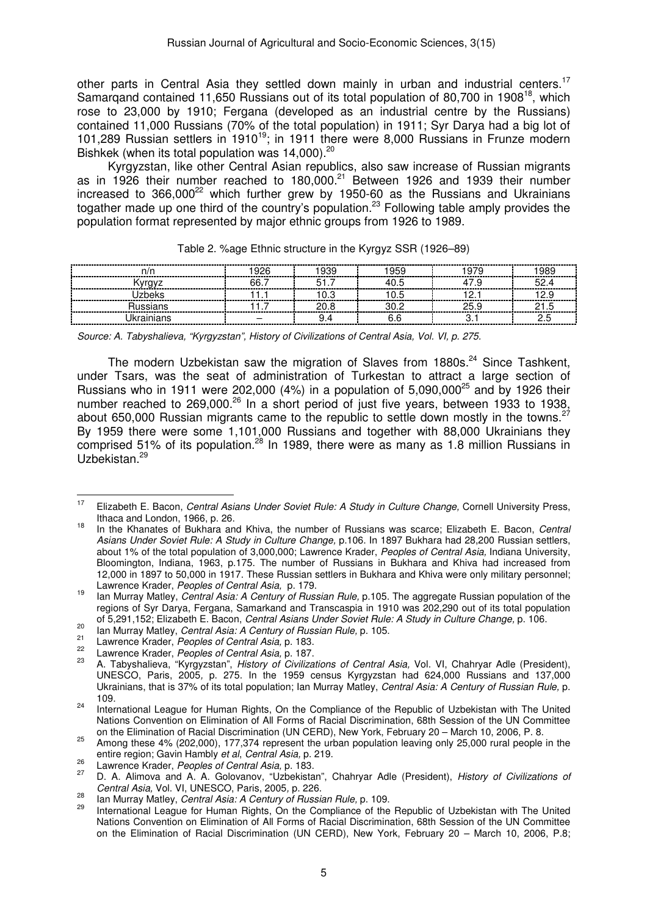other parts in Central Asia they settled down mainly in urban and industrial centers.[17] Samarqand contained 11,650 Russians out of its total population of 80,700 in 1908[18], which rose to 23,000 by 1910; Fergana (developed as an industrial centre by the Russians) contained 11,000 Russians (70% of the total population) in 1911; Syr Darya had a big lot of 101,289 Russian settlers in 1910[19]; in 1911 there were 8,000 Russians in Frunze modern Bishkek (when its total population was 14,000).[20]

Kyrgyzstan, like other Central Asian republics, also saw increase of Russian migrants as in 1926 their number reached to 180,000.[21] Between 1926 and 1939 their number increased to 366,000[22] which further grew by 1950-60 as the Russians and Ukrainians togather made up one third of the country's population.[23] Following table amply provides the population format represented by major ethnic groups from 1926 to 1989.

Table 2. %age Ethnic structure in the Kyrgyz SSR (1926–89)

| n/n | 1926 | 1939 | 1959 | 1979 | 1989 |
|---|---|---|---|---|---|
| Kyrgyz | 66.7 | 51.7 | 40.5 | 47.9 | 52.4 |
| Uzbeks | 11.1 | 10.3 | 10.5 | 12.1 | 12.9 |
| Russians | 11.7 | 20.8 | 30.2 | 25.9 | 21.5 |
| Ukrainians | – | 9.4 | 6.6 | 3.1 | 2.5 |

*Source: A. Tabyshalieva, "Kyrgyzstan", History of Civilizations of Central Asia, Vol. VI, p. 275.*

The modern Uzbekistan saw the migration of Slaves from 1880s.[24] Since Tashkent, under Tsars, was the seat of administration of Turkestan to attract a large section of Russians who in 1911 were 202,000 (4%) in a population of 5,090,000[25] and by 1926 their number reached to 269,000.[26] In a short period of just five years, between 1933 to 1938, about 650,000 Russian migrants came to the republic to settle down mostly in the towns.[27] By 1959 there were some 1,101,000 Russians and together with 88,000 Ukrainians they comprised 51% of its population.[28] In 1989, there were as many as 1.8 million Russians in Uzbekistan.[29]

---

[17] Elizabeth E. Bacon, *Central Asians Under Soviet Rule: A Study in Culture Change,* Cornell University Press, Ithaca and London, 1966, p. 26.

[18] In the Khanates of Bukhara and Khiva, the number of Russians was scarce; Elizabeth E. Bacon, *Central Asians Under Soviet Rule: A Study in Culture Change,* p.106. In 1897 Bukhara had 28,200 Russian settlers, about 1% of the total population of 3,000,000; Lawrence Krader, *Peoples of Central Asia,* Indiana University, Bloomington, Indiana, 1963, p.175. The number of Russians in Bukhara and Khiva had increased from 12,000 in 1897 to 50,000 in 1917. These Russian settlers in Bukhara and Khiva were only military personnel; Lawrence Krader, *Peoples of Central Asia,* p. 179.

[19] Ian Murray Matley, *Central Asia: A Century of Russian Rule,* p.105. The aggregate Russian population of the regions of Syr Darya, Fergana, Samarkand and Transcaspia in 1910 was 202,290 out of its total population of 5,291,152; Elizabeth E. Bacon, *Central Asians Under Soviet Rule: A Study in Culture Change,* p. 106.

[20] Ian Murray Matley, *Central Asia: A Century of Russian Rule,* p. 105.

[21] Lawrence Krader, *Peoples of Central Asia,* p. 183.

[22] Lawrence Krader, *Peoples of Central Asia,* p. 187.

[23] A. Tabyshalieva, "Kyrgyzstan", *History of Civilizations of Central Asia,* Vol. VI, Chahryar Adle (President), UNESCO, Paris, 2005, p. 275. In the 1959 census Kyrgyzstan had 624,000 Russians and 137,000 Ukrainians, that is 37% of its total population; Ian Murray Matley, *Central Asia: A Century of Russian Rule,* p. 109.

[24] International League for Human Rights, On the Compliance of the Republic of Uzbekistan with The United Nations Convention on Elimination of All Forms of Racial Discrimination, 68th Session of the UN Committee on the Elimination of Racial Discrimination (UN CERD), New York, February 20 – March 10, 2006, P. 8.

[25] Among these 4% (202,000), 177,374 represent the urban population leaving only 25,000 rural people in the entire region; Gavin Hambly *et al*, *Central Asia,* p. 219.

[26] Lawrence Krader, *Peoples of Central Asia,* p. 183.

[27] D. A. Alimova and A. A. Golovanov, "Uzbekistan", Chahryar Adle (President), *History of Civilizations of Central Asia,* Vol. VI, UNESCO, Paris, 2005, p. 226.

[28] Ian Murray Matley, *Central Asia: A Century of Russian Rule,* p. 109.

[29] International League for Human Rights, On the Compliance of the Republic of Uzbekistan with The United Nations Convention on Elimination of All Forms of Racial Discrimination, 68th Session of the UN Committee on the Elimination of Racial Discrimination (UN CERD), New York, February 20 – March 10, 2006, P.8;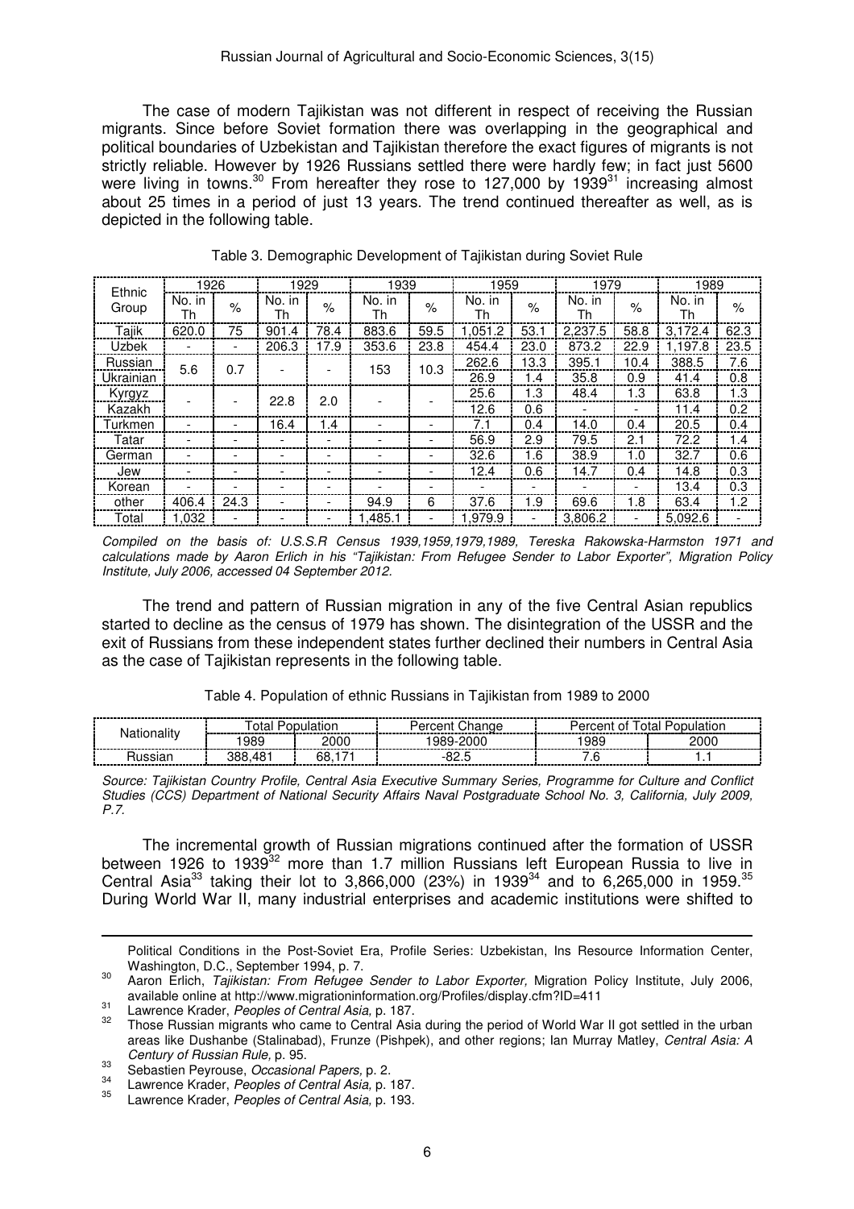The case of modern Tajikistan was not different in respect of receiving the Russian migrants. Since before Soviet formation there was overlapping in the geographical and political boundaries of Uzbekistan and Tajikistan therefore the exact figures of migrants is not strictly reliable. However by 1926 Russians settled there were hardly few; in fact just 5600 were living in towns.[30] From hereafter they rose to 127,000 by 1939[31] increasing almost about 25 times in a period of just 13 years. The trend continued thereafter as well, as is depicted in the following table.

Table 3. Demographic Development of Tajikistan during Soviet Rule

| Ethnic Group | 1926 | | 1929 | | 1939 | | 1959 | | 1979 | | 1989 | |
|---|---|---|---|---|---|---|---|---|---|---|---|---|
| | No. in Th | % | No. in Th | % | No. in Th | % | No. in Th | % | No. in Th | % | No. in Th | % |
| Tajik | 620.0 | 75 | 901.4 | 78.4 | 883.6 | 59.5 | 1,051.2 | 53.1 | 2,237.5 | 58.8 | 3,172.4 | 62.3 |
| Uzbek | - | - | 206.3 | 17.9 | 353.6 | 23.8 | 454.4 | 23.0 | 873.2 | 22.9 | 1,197.8 | 23.5 |
| Russian | 5.6 | 0.7 | - | - | 153 | 10.3 | 262.6 | 13.3 | 395.1 | 10.4 | 388.5 | 7.6 |
| Ukrainian | | | | | | | 26.9 | 1.4 | 35.8 | 0.9 | 41.4 | 0.8 |
| Kyrgyz | - | - | 22.8 | 2.0 | - | - | 25.6 | 1.3 | 48.4 | 1.3 | 63.8 | 1.3 |
| Kazakh | | | | | | | 12.6 | 0.6 | - | - | 11.4 | 0.2 |
| Turkmen | - | - | 16.4 | 1.4 | - | - | 7.1 | 0.4 | 14.0 | 0.4 | 20.5 | 0.4 |
| Tatar | - | - | - | - | - | - | 56.9 | 2.9 | 79.5 | 2.1 | 72.2 | 1.4 |
| German | - | - | - | - | - | - | 32.6 | 1.6 | 38.9 | 1.0 | 32.7 | 0.6 |
| Jew | - | - | - | - | - | - | 12.4 | 0.6 | 14.7 | 0.4 | 14.8 | 0.3 |
| Korean | - | - | - | - | - | - | - | - | - | - | 13.4 | 0.3 |
| other | 406.4 | 24.3 | - | - | 94.9 | 6 | 37.6 | 1.9 | 69.6 | 1.8 | 63.4 | 1.2 |
| Total | 1,032 | - | - | - | 1,485.1 | - | 1,979.9 | - | 3,806.2 | - | 5,092.6 | - |

*Compiled on the basis of: U.S.S.R Census 1939,1959,1979,1989, Tereska Rakowska-Harmston 1971 and calculations made by Aaron Erlich in his "Tajikistan: From Refugee Sender to Labor Exporter", Migration Policy Institute, July 2006, accessed 04 September 2012.*

The trend and pattern of Russian migration in any of the five Central Asian republics started to decline as the census of 1979 has shown. The disintegration of the USSR and the exit of Russians from these independent states further declined their numbers in Central Asia as the case of Tajikistan represents in the following table.

Table 4. Population of ethnic Russians in Tajikistan from 1989 to 2000

| Nationality | Total Population | | Percent Change | Percent of Total Population | |
|---|---|---|---|---|---|
| | 1989 | 2000 | 1989-2000 | 1989 | 2000 |
| Russian | 388,481 | 68,171 | -82.5 | 7.6 | 1.1 |

*Source: Tajikistan Country Profile, Central Asia Executive Summary Series, Programme for Culture and Conflict Studies (CCS) Department of National Security Affairs Naval Postgraduate School No. 3, California, July 2009, P.7.*

The incremental growth of Russian migrations continued after the formation of USSR between 1926 to 1939[32] more than 1.7 million Russians left European Russia to live in Central Asia[33] taking their lot to 3,866,000 (23%) in 1939[34] and to 6,265,000 in 1959.[35] During World War II, many industrial enterprises and academic institutions were shifted to

---

Political Conditions in the Post-Soviet Era, Profile Series: Uzbekistan, Ins Resource Information Center, Washington, D.C., September 1994, p. 7.

[30] Aaron Erlich, *Tajikistan: From Refugee Sender to Labor Exporter,* Migration Policy Institute, July 2006, available online at http://www.migrationinformation.org/Profiles/display.cfm?ID=411

[31] Lawrence Krader, *Peoples of Central Asia,* p. 187.

[32] Those Russian migrants who came to Central Asia during the period of World War II got settled in the urban areas like Dushanbe (Stalinabad), Frunze (Pishpek), and other regions; Ian Murray Matley, *Central Asia: A Century of Russian Rule,* p. 95.

[33] Sebastien Peyrouse, *Occasional Papers,* p. 2.

[34] Lawrence Krader, *Peoples of Central Asia,* p. 187.

[35] Lawrence Krader, *Peoples of Central Asia,* p. 193.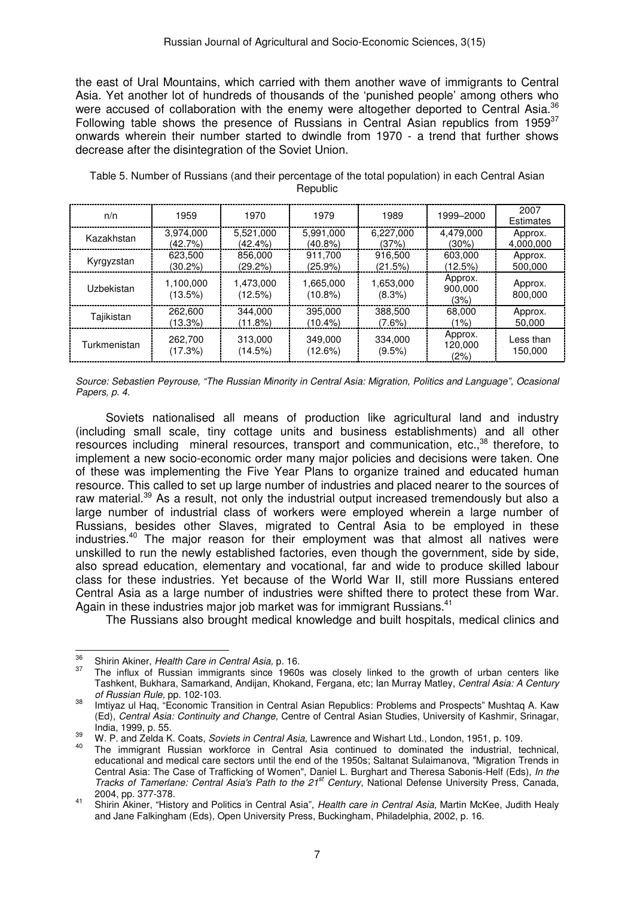the east of Ural Mountains, which carried with them another wave of immigrants to Central Asia. Yet another lot of hundreds of thousands of the 'punished people' among others who were accused of collaboration with the enemy were altogether deported to Central Asia.[36] Following table shows the presence of Russians in Central Asian republics from 1959[37] onwards wherein their number started to dwindle from 1970 - a trend that further shows decrease after the disintegration of the Soviet Union.

Table 5. Number of Russians (and their percentage of the total population) in each Central Asian Republic

| n/n | 1959 | 1970 | 1979 | 1989 | 1999–2000 | 2007 Estimates |
|---|---|---|---|---|---|---|
| Kazakhstan | 3,974,000 (42.7%) | 5,521,000 (42.4%) | 5,991,000 (40.8%) | 6,227,000 (37%) | 4,479,000 (30%) | Approx. 4,000,000 |
| Kyrgyzstan | 623,500 (30.2%) | 856,000 (29.2%) | 911,700 (25.9%) | 916,500 (21.5%) | 603,000 (12.5%) | Approx. 500,000 |
| Uzbekistan | 1,100,000 (13.5%) | 1,473,000 (12.5%) | 1,665,000 (10.8%) | 1,653,000 (8.3%) | Approx. 900,000 (3%) | Approx. 800,000 |
| Tajikistan | 262,600 (13.3%) | 344,000 (11.8%) | 395,000 (10.4%) | 388,500 (7.6%) | 68,000 (1%) | Approx. 50,000 |
| Turkmenistan | 262,700 (17.3%) | 313,000 (14.5%) | 349,000 (12.6%) | 334,000 (9.5%) | Approx. 120,000 (2%) | Less than 150,000 |

*Source: Sebastien Peyrouse, "The Russian Minority in Central Asia: Migration, Politics and Language", Ocasional Papers, p. 4.*

Soviets nationalised all means of production like agricultural land and industry (including small scale, tiny cottage units and business establishments) and all other resources including mineral resources, transport and communication, etc.,[38] therefore, to implement a new socio-economic order many major policies and decisions were taken. One of these was implementing the Five Year Plans to organize trained and educated human resource. This called to set up large number of industries and placed nearer to the sources of raw material.[39] As a result, not only the industrial output increased tremendously but also a large number of industrial class of workers were employed wherein a large number of Russians, besides other Slaves, migrated to Central Asia to be employed in these industries.[40] The major reason for their employment was that almost all natives were unskilled to run the newly established factories, even though the government, side by side, also spread education, elementary and vocational, far and wide to produce skilled labour class for these industries. Yet because of the World War II, still more Russians entered Central Asia as a large number of industries were shifted there to protect these from War. Again in these industries major job market was for immigrant Russians.[41]

The Russians also brought medical knowledge and built hospitals, medical clinics and

---

[36] Shirin Akiner, *Health Care in Central Asia,* p. 16.

[37] The influx of Russian immigrants since 1960s was closely linked to the growth of urban centers like Tashkent, Bukhara, Samarkand, Andijan, Khokand, Fergana, etc; Ian Murray Matley, *Central Asia: A Century of Russian Rule,* pp. 102-103.

[38] Imtiyaz ul Haq, "Economic Transition in Central Asian Republics: Problems and Prospects" Mushtaq A. Kaw (Ed), *Central Asia: Continuity and Change,* Centre of Central Asian Studies, University of Kashmir, Srinagar, India, 1999, p. 55.

[39] W. P. and Zelda K. Coats, *Soviets in Central Asia,* Lawrence and Wishart Ltd., London, 1951, p. 109.

[40] The immigrant Russian workforce in Central Asia continued to dominated the industrial, technical, educational and medical care sectors until the end of the 1950s; Saltanat Sulaimanova, "Migration Trends in Central Asia: The Case of Trafficking of Women", Daniel L. Burghart and Theresa Sabonis-Helf (Eds), *In the Tracks of Tamerlane: Central Asia's Path to the 21st Century*, National Defense University Press, Canada, 2004, pp. 377-378.

[41] Shirin Akiner, "History and Politics in Central Asia", *Health care in Central Asia,* Martin McKee, Judith Healy and Jane Falkingham (Eds), Open University Press, Buckingham, Philadelphia, 2002, p. 16.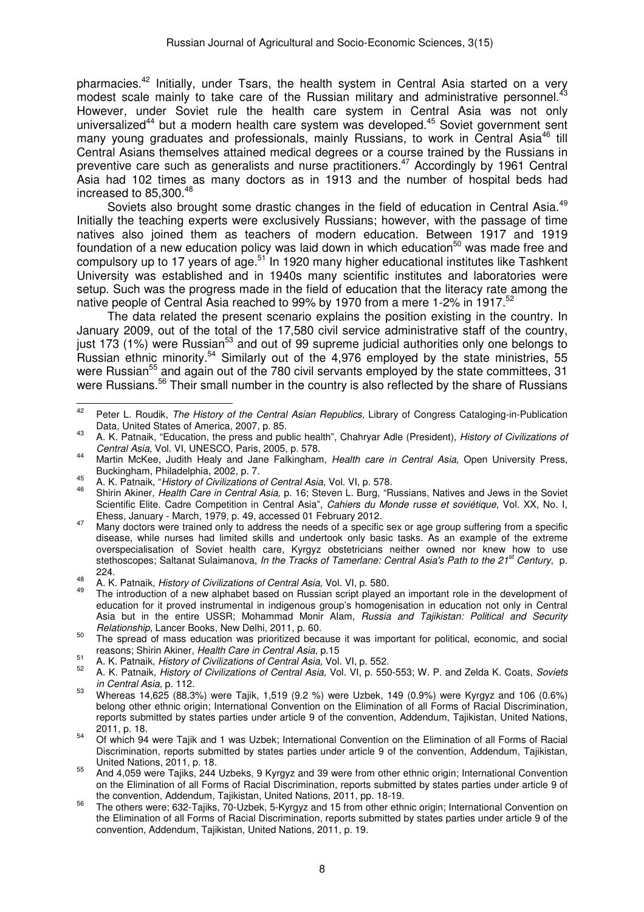pharmacies.[42] Initially, under Tsars, the health system in Central Asia started on a very modest scale mainly to take care of the Russian military and administrative personnel.[43] However, under Soviet rule the health care system in Central Asia was not only universalized[44] but a modern health care system was developed.[45] Soviet government sent many young graduates and professionals, mainly Russians, to work in Central Asia[46] till Central Asians themselves attained medical degrees or a course trained by the Russians in preventive care such as generalists and nurse practitioners.[47] Accordingly by 1961 Central Asia had 102 times as many doctors as in 1913 and the number of hospital beds had increased to 85,300.[48]

Soviets also brought some drastic changes in the field of education in Central Asia.[49] Initially the teaching experts were exclusively Russians; however, with the passage of time natives also joined them as teachers of modern education. Between 1917 and 1919 foundation of a new education policy was laid down in which education[50] was made free and compulsory up to 17 years of age.[51] In 1920 many higher educational institutes like Tashkent University was established and in 1940s many scientific institutes and laboratories were setup. Such was the progress made in the field of education that the literacy rate among the native people of Central Asia reached to 99% by 1970 from a mere 1-2% in 1917.[52]

The data related the present scenario explains the position existing in the country. In January 2009, out of the total of the 17,580 civil service administrative staff of the country, just 173 (1%) were Russian[53] and out of 99 supreme judicial authorities only one belongs to Russian ethnic minority.[54] Similarly out of the 4,976 employed by the state ministries, 55 were Russian[55] and again out of the 780 civil servants employed by the state committees, 31 were Russians.[56] Their small number in the country is also reflected by the share of Russians

---

[42] Peter L. Roudik, *The History of the Central Asian Republics,* Library of Congress Cataloging-in-Publication Data, United States of America, 2007, p. 85.

[43] A. K. Patnaik, "Education, the press and public health", Chahryar Adle (President), *History of Civilizations of Central Asia*, Vol. VI, UNESCO, Paris, 2005, p. 578.

[44] Martin McKee, Judith Healy and Jane Falkingham, *Health care in Central Asia,* Open University Press, Buckingham, Philadelphia, 2002, p. 7.

[45] A. K. Patnaik, "*History of Civilizations of Central Asia,* Vol. VI, p. 578.

[46] Shirin Akiner, *Health Care in Central Asia,* p. 16; Steven L. Burg, "Russians, Natives and Jews in the Soviet Scientific Elite. Cadre Competition in Central Asia", *Cahiers du Monde russe et soviétique*, Vol. XX, No. I, Ehess, January - March, 1979, p. 49, accessed 01 February 2012.

[47] Many doctors were trained only to address the needs of a specific sex or age group suffering from a specific disease, while nurses had limited skills and undertook only basic tasks. As an example of the extreme overspecialisation of Soviet health care, Kyrgyz obstetricians neither owned nor knew how to use stethoscopes; Saltanat Sulaimanova, *In the Tracks of Tamerlane: Central Asia's Path to the 21st Century*, p. 224.

[48] A. K. Patnaik, *History of Civilizations of Central Asia,* Vol. VI, p. 580.

[49] The introduction of a new alphabet based on Russian script played an important role in the development of education for it proved instrumental in indigenous group's homogenisation in education not only in Central Asia but in the entire USSR; Mohammad Monir Alam, *Russia and Tajikistan: Political and Security Relationship*, Lancer Books, New Delhi, 2011, p. 60.

[50] The spread of mass education was prioritized because it was important for political, economic, and social reasons; Shirin Akiner, *Health Care in Central Asia,* p.15

[51] A. K. Patnaik, *History of Civilizations of Central Asia,* Vol. VI, p. 552.

[52] A. K. Patnaik, *History of Civilizations of Central Asia,* Vol. VI, p. 550-553; W. P. and Zelda K. Coats, *Soviets in Central Asia,* p. 112.

[53] Whereas 14,625 (88.3%) were Tajik, 1,519 (9.2 %) were Uzbek, 149 (0.9%) were Kyrgyz and 106 (0.6%) belong other ethnic origin; International Convention on the Elimination of all Forms of Racial Discrimination, reports submitted by states parties under article 9 of the convention, Addendum, Tajikistan, United Nations, 2011, p. 18.

[54] Of which 94 were Tajik and 1 was Uzbek; International Convention on the Elimination of all Forms of Racial Discrimination, reports submitted by states parties under article 9 of the convention, Addendum, Tajikistan, United Nations, 2011, p. 18.

[55] And 4,059 were Tajiks, 244 Uzbeks, 9 Kyrgyz and 39 were from other ethnic origin; International Convention on the Elimination of all Forms of Racial Discrimination, reports submitted by states parties under article 9 of the convention, Addendum, Tajikistan, United Nations, 2011, pp. 18-19.

[56] The others were; 632-Tajiks, 70-Uzbek, 5-Kyrgyz and 15 from other ethnic origin; International Convention on the Elimination of all Forms of Racial Discrimination, reports submitted by states parties under article 9 of the convention, Addendum, Tajikistan, United Nations, 2011, p. 19.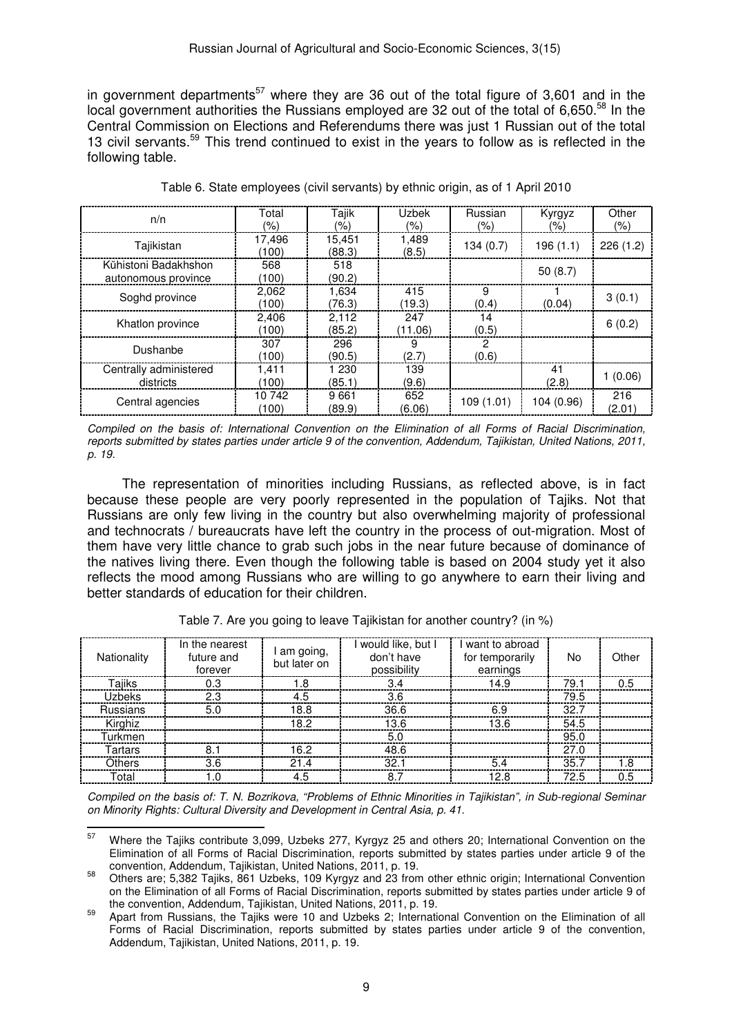in government departments[57] where they are 36 out of the total figure of 3,601 and in the local government authorities the Russians employed are 32 out of the total of 6,650.[58] In the Central Commission on Elections and Referendums there was just 1 Russian out of the total 13 civil servants.[59] This trend continued to exist in the years to follow as is reflected in the following table.

Table 6. State employees (civil servants) by ethnic origin, as of 1 April 2010

| n/n | Total (%) | Tajik (%) | Uzbek (%) | Russian (%) | Kyrgyz (%) | Other (%) |
|---|---|---|---|---|---|---|
| Tajikistan | 17,496 (100) | 15,451 (88.3) | 1,489 (8.5) | 134 (0.7) | 196 (1.1) | 226 (1.2) |
| Kŭhistoni Badakhshon autonomous province | 568 (100) | 518 (90.2) | | | 50 (8.7) | |
| Soghd province | 2,062 (100) | 1,634 (76.3) | 415 (19.3) | 9 (0.4) | 1 (0.04) | 3 (0.1) |
| Khatlon province | 2,406 (100) | 2,112 (85.2) | 247 (11.06) | 14 (0.5) | | 6 (0.2) |
| Dushanbe | 307 (100) | 296 (90.5) | 9 (2.7) | 2 (0.6) | | |
| Centrally administered districts | 1,411 (100) | 1 230 (85.1) | 139 (9.6) | | 41 (2.8) | 1 (0.06) |
| Central agencies | 10 742 (100) | 9 661 (89.9) | 652 (6.06) | 109 (1.01) | 104 (0.96) | 216 (2.01) |

*Compiled on the basis of: International Convention on the Elimination of all Forms of Racial Discrimination, reports submitted by states parties under article 9 of the convention, Addendum, Tajikistan, United Nations, 2011, p. 19.*

The representation of minorities including Russians, as reflected above, is in fact because these people are very poorly represented in the population of Tajiks. Not that Russians are only few living in the country but also overwhelming majority of professional and technocrats / bureaucrats have left the country in the process of out-migration. Most of them have very little chance to grab such jobs in the near future because of dominance of the natives living there. Even though the following table is based on 2004 study yet it also reflects the mood among Russians who are willing to go anywhere to earn their living and better standards of education for their children.

Table 7. Are you going to leave Tajikistan for another country? (in %)

| Nationality | In the nearest future and forever | I am going, but later on | I would like, but I don't have possibility | I want to abroad for temporarily earnings | No | Other |
|---|---|---|---|---|---|---|
| Tajiks | 0.3 | 1.8 | 3.4 | 14.9 | 79.1 | 0.5 |
| Uzbeks | 2.3 | 4.5 | 3.6 | | 79.5 | |
| Russians | 5.0 | 18.8 | 36.6 | 6.9 | 32.7 | |
| Kirghiz | | 18.2 | 13.6 | 13.6 | 54.5 | |
| Turkmen | | | 5.0 | | 95.0 | |
| Tartars | 8.1 | 16.2 | 48.6 | | 27.0 | |
| Others | 3.6 | 21.4 | 32.1 | 5.4 | 35.7 | 1.8 |
| Total | 1.0 | 4.5 | 8.7 | 12.8 | 72.5 | 0.5 |

*Compiled on the basis of: T. N. Bozrikova, "Problems of Ethnic Minorities in Tajikistan", in Sub-regional Seminar on Minority Rights: Cultural Diversity and Development in Central Asia, p. 41.*

---

[57] Where the Tajiks contribute 3,099, Uzbeks 277, Kyrgyz 25 and others 20; International Convention on the Elimination of all Forms of Racial Discrimination, reports submitted by states parties under article 9 of the convention, Addendum, Tajikistan, United Nations, 2011, p. 19.

[58] Others are; 5,382 Tajiks, 861 Uzbeks, 109 Kyrgyz and 23 from other ethnic origin; International Convention on the Elimination of all Forms of Racial Discrimination, reports submitted by states parties under article 9 of the convention, Addendum, Tajikistan, United Nations, 2011, p. 19.

[59] Apart from Russians, the Tajiks were 10 and Uzbeks 2; International Convention on the Elimination of all Forms of Racial Discrimination, reports submitted by states parties under article 9 of the convention, Addendum, Tajikistan, United Nations, 2011, p. 19.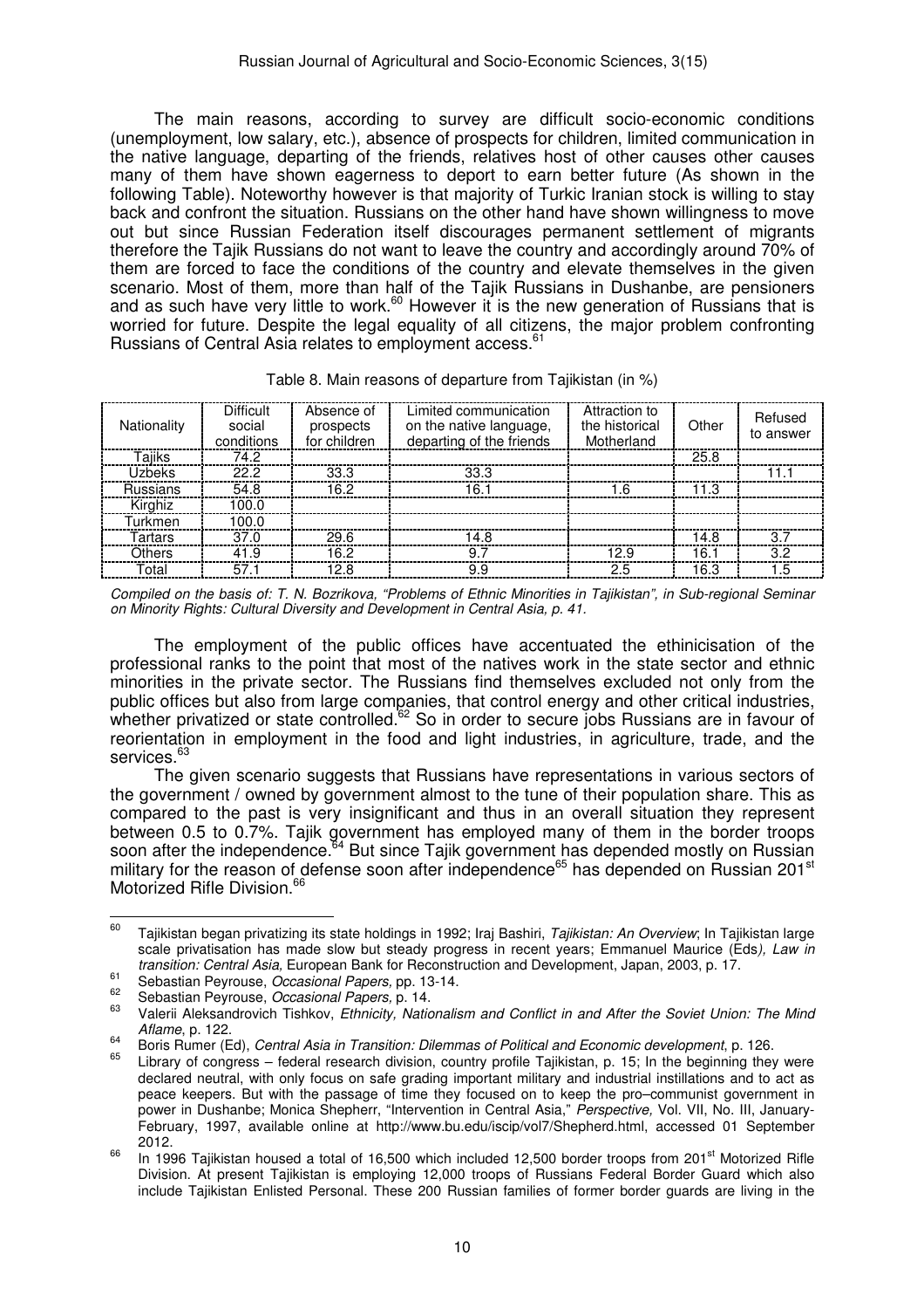The main reasons, according to survey are difficult socio-economic conditions (unemployment, low salary, etc.), absence of prospects for children, limited communication in the native language, departing of the friends, relatives host of other causes other causes many of them have shown eagerness to deport to earn better future (As shown in the following Table). Noteworthy however is that majority of Turkic Iranian stock is willing to stay back and confront the situation. Russians on the other hand have shown willingness to move out but since Russian Federation itself discourages permanent settlement of migrants therefore the Tajik Russians do not want to leave the country and accordingly around 70% of them are forced to face the conditions of the country and elevate themselves in the given scenario. Most of them, more than half of the Tajik Russians in Dushanbe, are pensioners and as such have very little to work.[60] However it is the new generation of Russians that is worried for future. Despite the legal equality of all citizens, the major problem confronting Russians of Central Asia relates to employment access.[61]

Table 8. Main reasons of departure from Tajikistan (in %)

| Nationality | Difficult social conditions | Absence of prospects for children | Limited communication on the native language, departing of the friends | Attraction to the historical Motherland | Other | Refused to answer |
|---|---|---|---|---|---|---|
| Tajiks | 74.2 | | | | 25.8 | |
| Uzbeks | 22.2 | 33.3 | 33.3 | | | 11.1 |
| Russians | 54.8 | 16.2 | 16.1 | 1.6 | 11.3 | |
| Kirghiz | 100.0 | | | | | |
| Turkmen | 100.0 | | | | | |
| Tartars | 37.0 | 29.6 | 14.8 | | 14.8 | 3.7 |
| Others | 41.9 | 16.2 | 9.7 | 12.9 | 16.1 | 3.2 |
| Total | 57.1 | 12.8 | 9.9 | 2.5 | 16.3 | 1.5 |

*Compiled on the basis of: T. N. Bozrikova, "Problems of Ethnic Minorities in Tajikistan", in Sub-regional Seminar on Minority Rights: Cultural Diversity and Development in Central Asia, p. 41.*

The employment of the public offices have accentuated the ethinicisation of the professional ranks to the point that most of the natives work in the state sector and ethnic minorities in the private sector. The Russians find themselves excluded not only from the public offices but also from large companies, that control energy and other critical industries, whether privatized or state controlled.[62] So in order to secure jobs Russians are in favour of reorientation in employment in the food and light industries, in agriculture, trade, and the services.[63]

The given scenario suggests that Russians have representations in various sectors of the government / owned by government almost to the tune of their population share. This as compared to the past is very insignificant and thus in an overall situation they represent between 0.5 to 0.7%. Tajik government has employed many of them in the border troops soon after the independence.[64] But since Tajik government has depended mostly on Russian military for the reason of defense soon after independence[65] has depended on Russian 201[st] Motorized Rifle Division.[66]

---

[60] Tajikistan began privatizing its state holdings in 1992; Iraj Bashiri, *Tajikistan: An Overview*; In Tajikistan large scale privatisation has made slow but steady progress in recent years; Emmanuel Maurice (Eds*), Law in transition: Central Asia,* European Bank for Reconstruction and Development, Japan, 2003, p. 17.

[61] Sebastian Peyrouse, *Occasional Papers,* pp. 13-14.

[62] Sebastian Peyrouse, *Occasional Papers,* p. 14.

[63] Valerii Aleksandrovich Tishkov, *Ethnicity, Nationalism and Conflict in and After the Soviet Union: The Mind Aflame*, p. 122.

[64] Boris Rumer (Ed), *Central Asia in Transition: Dilemmas of Political and Economic development*, p. 126.

[65] Library of congress – federal research division, country profile Tajikistan, p. 15; In the beginning they were declared neutral, with only focus on safe grading important military and industrial instillations and to act as peace keepers. But with the passage of time they focused on to keep the pro–communist government in power in Dushanbe; Monica Shepherr, "Intervention in Central Asia," *Perspective,* Vol. VII, No. III, January-February, 1997, available online at http://www.bu.edu/iscip/vol7/Shepherd.html, accessed 01 September 2012.

[66] In 1996 Tajikistan housed a total of 16,500 which included 12,500 border troops from 201[st] Motorized Rifle Division. At present Tajikistan is employing 12,000 troops of Russians Federal Border Guard which also include Tajikistan Enlisted Personal. These 200 Russian families of former border guards are living in the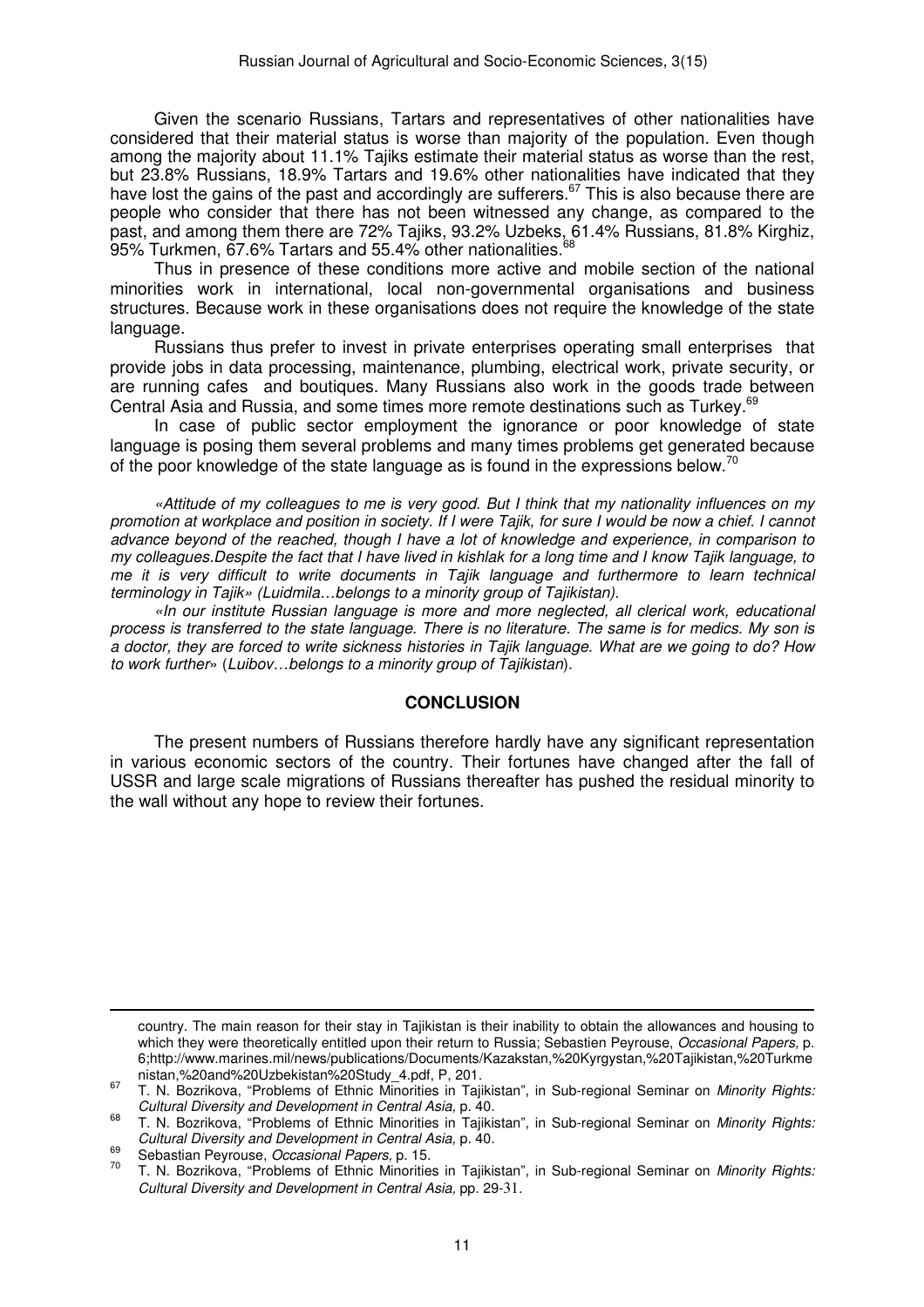Given the scenario Russians, Tartars and representatives of other nationalities have considered that their material status is worse than majority of the population. Even though among the majority about 11.1% Tajiks estimate their material status as worse than the rest, but 23.8% Russians, 18.9% Tartars and 19.6% other nationalities have indicated that they have lost the gains of the past and accordingly are sufferers.[67] This is also because there are people who consider that there has not been witnessed any change, as compared to the past, and among them there are 72% Tajiks, 93.2% Uzbeks, 61.4% Russians, 81.8% Kirghiz, 95% Turkmen, 67.6% Tartars and 55.4% other nationalities.[68]

Thus in presence of these conditions more active and mobile section of the national minorities work in international, local non-governmental organisations and business structures. Because work in these organisations does not require the knowledge of the state language.

Russians thus prefer to invest in private enterprises operating small enterprises that provide jobs in data processing, maintenance, plumbing, electrical work, private security, or are running cafes and boutiques. Many Russians also work in the goods trade between Central Asia and Russia, and some times more remote destinations such as Turkey.[69]

In case of public sector employment the ignorance or poor knowledge of state language is posing them several problems and many times problems get generated because of the poor knowledge of the state language as is found in the expressions below.[70]

*«Attitude of my colleagues to me is very good. But I think that my nationality influences on my promotion at workplace and position in society. If I were Tajik, for sure I would be now a chief. I cannot advance beyond of the reached, though I have a lot of knowledge and experience, in comparison to my colleagues.Despite the fact that I have lived in kishlak for a long time and I know Tajik language, to me it is very difficult to write documents in Tajik language and furthermore to learn technical terminology in Tajik» (Luidmila…belongs to a minority group of Tajikistan).*

*«In our institute Russian language is more and more neglected, all clerical work, educational process is transferred to the state language. There is no literature. The same is for medics. My son is a doctor, they are forced to write sickness histories in Tajik language. What are we going to do? How to work further»* (*Luibov…belongs to a minority group of Tajikistan*).

## CONCLUSION

The present numbers of Russians therefore hardly have any significant representation in various economic sectors of the country. Their fortunes have changed after the fall of USSR and large scale migrations of Russians thereafter has pushed the residual minority to the wall without any hope to review their fortunes.

---

country. The main reason for their stay in Tajikistan is their inability to obtain the allowances and housing to which they were theoretically entitled upon their return to Russia; Sebastien Peyrouse, *Occasional Papers*, p. 6;http://www.marines.mil/news/publications/Documents/Kazakstan,%20Kyrgystan,%20Tajikistan,%20Turkmenistan,%20and%20Uzbekistan%20Study_4.pdf, P, 201.

[67] T. N. Bozrikova, "Problems of Ethnic Minorities in Tajikistan", in Sub-regional Seminar on *Minority Rights: Cultural Diversity and Development in Central Asia,* p. 40.

[68] T. N. Bozrikova, "Problems of Ethnic Minorities in Tajikistan", in Sub-regional Seminar on *Minority Rights: Cultural Diversity and Development in Central Asia,* p. 40.

[69] Sebastian Peyrouse, *Occasional Papers*, p. 15.

[70] T. N. Bozrikova, "Problems of Ethnic Minorities in Tajikistan", in Sub-regional Seminar on *Minority Rights: Cultural Diversity and Development in Central Asia,* pp. 29-31.